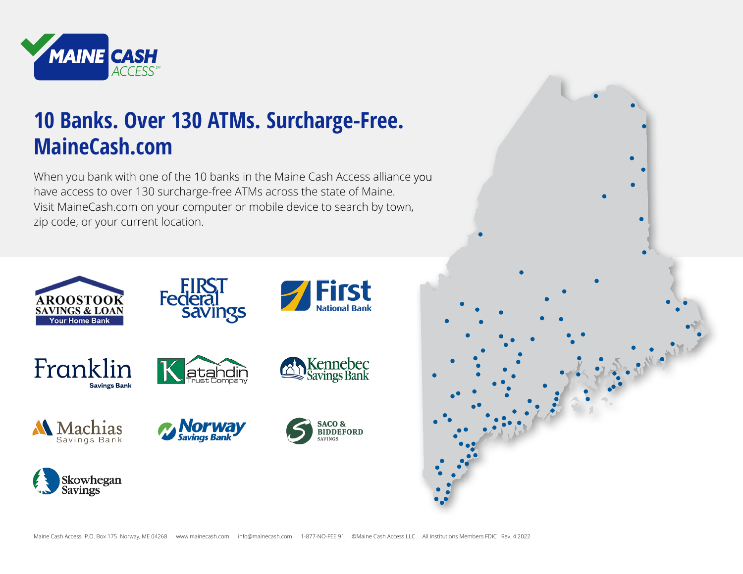# 10 Banks. Over 130 ATMs. Surcharge-Free. MaineCash.com

When you bank with one of the 10 banks in the Maine Cash Access alliance you have access to over 130 surcharge-free ATMs across the state of Maine. Visit MaineCash.com on your computer or mobile device to search by town, zip code, or your current location.

- Aroostook Savings & Loan – Your Home Bank
- First Federal Savings
- First National Bank
- Franklin Savings Bank
- Katahdin Trust Company
- Kennebec Savings Bank
- Machias Savings Bank
- Norway Savings Bank
- Saco & Biddeford Savings
- Skowhegan Savings

Maine Cash Access P.O. Box 175 Norway, ME 04268 www.mainecash.com info@mainecash.com 1-877-NO-FEE 91 ©Maine Cash Access LLC All Institutions Members FDIC Rev. 4.2022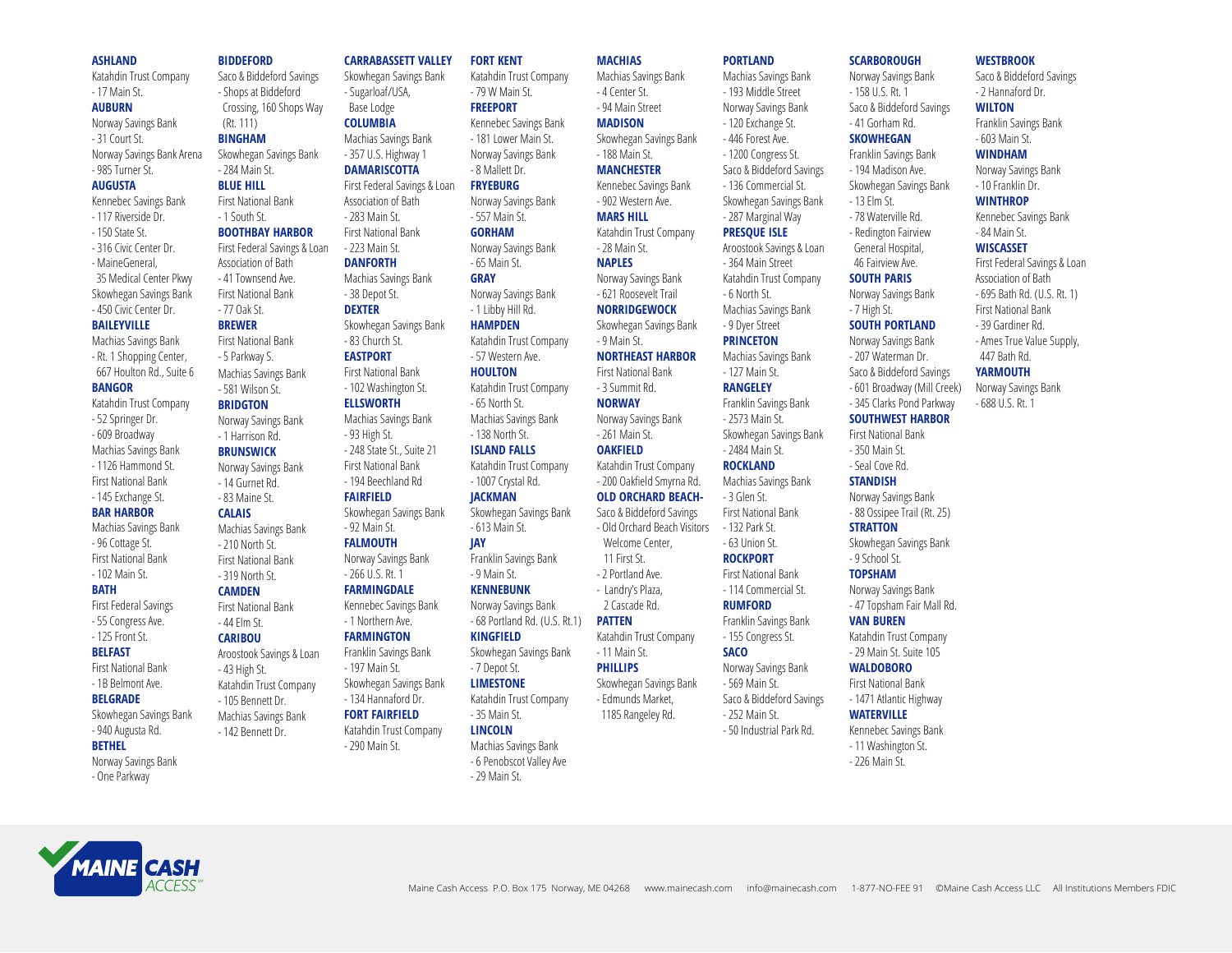**ASHLAND**
Katahdin Trust Company
- 17 Main St.

**AUBURN**
Norway Savings Bank
- 31 Court St.
Norway Savings Bank Arena
- 985 Turner St.

**AUGUSTA**
Kennebec Savings Bank
- 117 Riverside Dr.
- 150 State St.
- 316 Civic Center Dr.
- MaineGeneral, 35 Medical Center Pkwy
Skowhegan Savings Bank
- 450 Civic Center Dr.

**BAILEYVILLE**
Machias Savings Bank
- Rt. 1 Shopping Center, 667 Houlton Rd., Suite 6

**BANGOR**
Katahdin Trust Company
- 52 Springer Dr.
- 609 Broadway
Machias Savings Bank
- 1126 Hammond St.
First National Bank
- 145 Exchange St.

**BAR HARBOR**
Machias Savings Bank
- 96 Cottage St.
First National Bank
- 102 Main St.

**BATH**
First Federal Savings
- 55 Congress Ave.
- 125 Front St.

**BELFAST**
First National Bank
- 1B Belmont Ave.

**BELGRADE**
Skowhegan Savings Bank
- 940 Augusta Rd.

**BETHEL**
Norway Savings Bank
- One Parkway

**BIDDEFORD**
Saco & Biddeford Savings
- Shops at Biddeford Crossing, 160 Shops Way (Rt. 111)

**BINGHAM**
Skowhegan Savings Bank
- 284 Main St.

**BLUE HILL**
First National Bank
- 1 South St.

**BOOTHBAY HARBOR**
First Federal Savings & Loan Association of Bath
- 41 Townsend Ave.
First National Bank
- 77 Oak St.

**BREWER**
First National Bank
- 5 Parkway S.
Machias Savings Bank
- 581 Wilson St.

**BRIDGTON**
Norway Savings Bank
- 1 Harrison Rd.

**BRUNSWICK**
Norway Savings Bank
- 14 Gurnet Rd.
- 83 Maine St.

**CALAIS**
Machias Savings Bank
- 210 North St.
First National Bank
- 319 North St.

**CAMDEN**
First National Bank
- 44 Elm St.

**CARIBOU**
Aroostook Savings & Loan
- 43 High St.
Katahdin Trust Company
- 105 Bennett Dr.
Machias Savings Bank
- 142 Bennett Dr.

**CARRABASSETT VALLEY**
Skowhegan Savings Bank
- Sugarloaf/USA, Base Lodge

**COLUMBIA**
Machias Savings Bank
- 357 U.S. Highway 1

**DAMARISCOTTA**
First Federal Savings & Loan Association of Bath
- 283 Main St.
First National Bank
- 223 Main St.

**DANFORTH**
Machias Savings Bank
- 38 Depot St.

**DEXTER**
Skowhegan Savings Bank
- 83 Church St.

**EASTPORT**
First National Bank
- 102 Washington St.

**ELLSWORTH**
Machias Savings Bank
- 93 High St.
- 248 State St., Suite 21
First National Bank
- 194 Beechland Rd

**FAIRFIELD**
Skowhegan Savings Bank
- 92 Main St.

**FALMOUTH**
Norway Savings Bank
- 266 U.S. Rt. 1

**FARMINGDALE**
Kennebec Savings Bank
- 1 Northern Ave.

**FARMINGTON**
Franklin Savings Bank
- 197 Main St.
Skowhegan Savings Bank
- 134 Hannaford Dr.

**FORT FAIRFIELD**
Katahdin Trust Company
- 290 Main St.

**FORT KENT**
Katahdin Trust Company
- 79 W Main St.

**FREEPORT**
Kennebec Savings Bank
- 181 Lower Main St.
Norway Savings Bank
- 8 Mallett Dr.

**FRYEBURG**
Norway Savings Bank
- 557 Main St.

**GORHAM**
Norway Savings Bank
- 65 Main St.

**GRAY**
Norway Savings Bank
- 1 Libby Hill Rd.

**HAMPDEN**
Katahdin Trust Company
- 57 Western Ave.

**HOULTON**
Katahdin Trust Company
- 65 North St.
Machias Savings Bank
- 138 North St.

**ISLAND FALLS**
Katahdin Trust Company
- 1007 Crystal Rd.

**JACKMAN**
Skowhegan Savings Bank
- 613 Main St.

**JAY**
Franklin Savings Bank
- 9 Main St.

**KENNEBUNK**
Norway Savings Bank
- 68 Portland Rd. (U.S. Rt.1)

**KINGFIELD**
Skowhegan Savings Bank
- 7 Depot St.

**LIMESTONE**
Katahdin Trust Company
- 35 Main St.

**LINCOLN**
Machias Savings Bank
- 6 Penobscot Valley Ave
- 29 Main St.

**MACHIAS**
Machias Savings Bank
- 4 Center St.
- 94 Main Street

**MADISON**
Skowhegan Savings Bank
- 188 Main St.

**MANCHESTER**
Kennebec Savings Bank
- 902 Western Ave.

**MARS HILL**
Katahdin Trust Company
- 28 Main St.

**NAPLES**
Norway Savings Bank
- 621 Roosevelt Trail

**NORRIDGEWOCK**
Skowhegan Savings Bank
- 9 Main St.

**NORTHEAST HARBOR**
First National Bank
- 3 Summit Rd.

**NORWAY**
Norway Savings Bank
- 261 Main St.

**OAKFIELD**
Katahdin Trust Company
- 200 Oakfield Smyrna Rd.

**OLD ORCHARD BEACH-**
Saco & Biddeford Savings
- Old Orchard Beach Visitors Welcome Center, 11 First St.
- 2 Portland Ave.
- Landry's Plaza, 2 Cascade Rd.

**PATTEN**
Katahdin Trust Company
- 11 Main St.

**PHILLIPS**
Skowhegan Savings Bank
- Edmunds Market, 1185 Rangeley Rd.

**PORTLAND**
Machias Savings Bank
- 193 Middle Street
Norway Savings Bank
- 120 Exchange St.
- 446 Forest Ave.
- 1200 Congress St.
Saco & Biddeford Savings
- 136 Commercial St.
Skowhegan Savings Bank
- 287 Marginal Way

**PRESQUE ISLE**
Aroostook Savings & Loan
- 364 Main Street
Katahdin Trust Company
- 6 North St.
Machias Savings Bank
- 9 Dyer Street

**PRINCETON**
Machias Savings Bank
- 127 Main St.

**RANGELEY**
Franklin Savings Bank
- 2573 Main St.
Skowhegan Savings Bank
- 2484 Main St.

**ROCKLAND**
Machias Savings Bank
- 3 Glen St.
First National Bank
- 132 Park St.
- 63 Union St.

**ROCKPORT**
First National Bank
- 114 Commercial St.

**RUMFORD**
Franklin Savings Bank
- 155 Congress St.

**SACO**
Norway Savings Bank
- 569 Main St.
Saco & Biddeford Savings
- 252 Main St.
- 50 Industrial Park Rd.

**SCARBOROUGH**
Norway Savings Bank
- 158 U.S. Rt. 1
Saco & Biddeford Savings
- 41 Gorham Rd.

**SKOWHEGAN**
Franklin Savings Bank
- 194 Madison Ave.
Skowhegan Savings Bank
- 13 Elm St.
- 78 Waterville Rd.
- Redington Fairview General Hospital, 46 Fairview Ave.

**SOUTH PARIS**
Norway Savings Bank
- 7 High St.

**SOUTH PORTLAND**
Norway Savings Bank
- 207 Waterman Dr.
Saco & Biddeford Savings
- 601 Broadway (Mill Creek)
- 345 Clarks Pond Parkway

**SOUTHWEST HARBOR**
First National Bank
- 350 Main St.
- Seal Cove Rd.

**STANDISH**
Norway Savings Bank
- 88 Ossipee Trail (Rt. 25)

**STRATTON**
Skowhegan Savings Bank
- 9 School St.

**TOPSHAM**
Norway Savings Bank
- 47 Topsham Fair Mall Rd.

**VAN BUREN**
Katahdin Trust Company
- 29 Main St. Suite 105

**WALDOBORO**
First National Bank
- 1471 Atlantic Highway

**WATERVILLE**
Kennebec Savings Bank
- 11 Washington St.
- 226 Main St.

**WESTBROOK**
Saco & Biddeford Savings
- 2 Hannaford Dr.

**WILTON**
Franklin Savings Bank
- 603 Main St.

**WINDHAM**
Norway Savings Bank
- 10 Franklin Dr.

**WINTHROP**
Kennebec Savings Bank
- 84 Main St.

**WISCASSET**
First Federal Savings & Loan Association of Bath
- 695 Bath Rd. (U.S. Rt. 1)
First National Bank
- 39 Gardiner Rd.
- Ames True Value Supply, 447 Bath Rd.

**YARMOUTH**
Norway Savings Bank
- 688 U.S. Rt. 1

MAINE CASH ACCESS℠

Maine Cash Access P.O. Box 175 Norway, ME 04268 www.mainecash.com info@mainecash.com 1-877-NO-FEE 91 ©Maine Cash Access LLC All Institutions Members FDIC